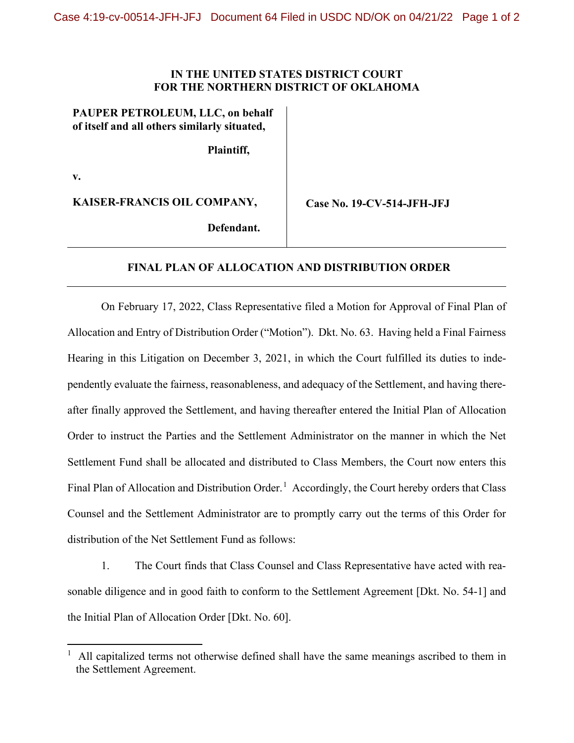**IN THE UNITED STATES DISTRICT COURT**
**FOR THE NORTHERN DISTRICT OF OKLAHOMA**

**PAUPER PETROLEUM, LLC, on behalf of itself and all others similarly situated,**

**Plaintiff,**

**v.**

**KAISER-FRANCIS OIL COMPANY,**

**Defendant.**

**Case No. 19-CV-514-JFH-JFJ**

---

**FINAL PLAN OF ALLOCATION AND DISTRIBUTION ORDER**

---

On February 17, 2022, Class Representative filed a Motion for Approval of Final Plan of Allocation and Entry of Distribution Order ("Motion"). Dkt. No. 63. Having held a Final Fairness Hearing in this Litigation on December 3, 2021, in which the Court fulfilled its duties to independently evaluate the fairness, reasonableness, and adequacy of the Settlement, and having thereafter finally approved the Settlement, and having thereafter entered the Initial Plan of Allocation Order to instruct the Parties and the Settlement Administrator on the manner in which the Net Settlement Fund shall be allocated and distributed to Class Members, the Court now enters this Final Plan of Allocation and Distribution Order.[1] Accordingly, the Court hereby orders that Class Counsel and the Settlement Administrator are to promptly carry out the terms of this Order for distribution of the Net Settlement Fund as follows:

1. The Court finds that Class Counsel and Class Representative have acted with reasonable diligence and in good faith to conform to the Settlement Agreement [Dkt. No. 54-1] and the Initial Plan of Allocation Order [Dkt. No. 60].

[1] All capitalized terms not otherwise defined shall have the same meanings ascribed to them in the Settlement Agreement.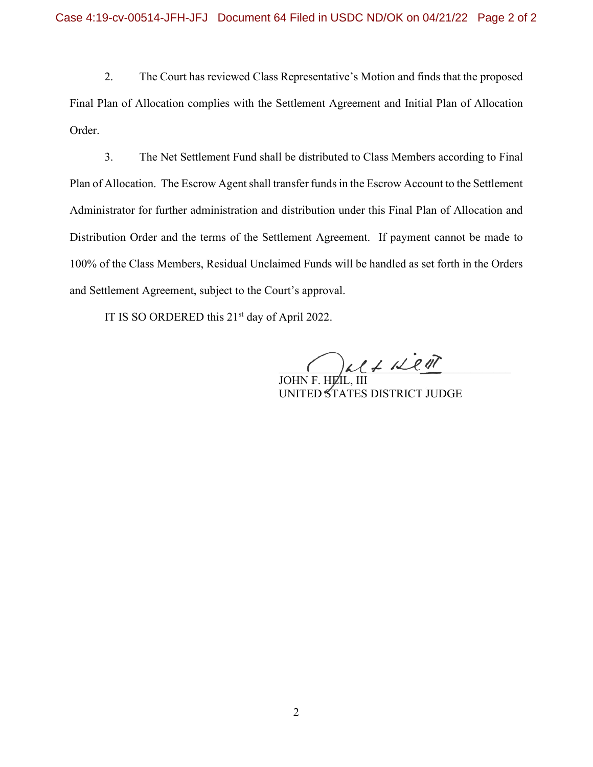2. The Court has reviewed Class Representative's Motion and finds that the proposed Final Plan of Allocation complies with the Settlement Agreement and Initial Plan of Allocation Order.

3. The Net Settlement Fund shall be distributed to Class Members according to Final Plan of Allocation. The Escrow Agent shall transfer funds in the Escrow Account to the Settlement Administrator for further administration and distribution under this Final Plan of Allocation and Distribution Order and the terms of the Settlement Agreement. If payment cannot be made to 100% of the Class Members, Residual Unclaimed Funds will be handled as set forth in the Orders and Settlement Agreement, subject to the Court's approval.

IT IS SO ORDERED this 21st day of April 2022.

JOHN F. HEIL, III
UNITED STATES DISTRICT JUDGE